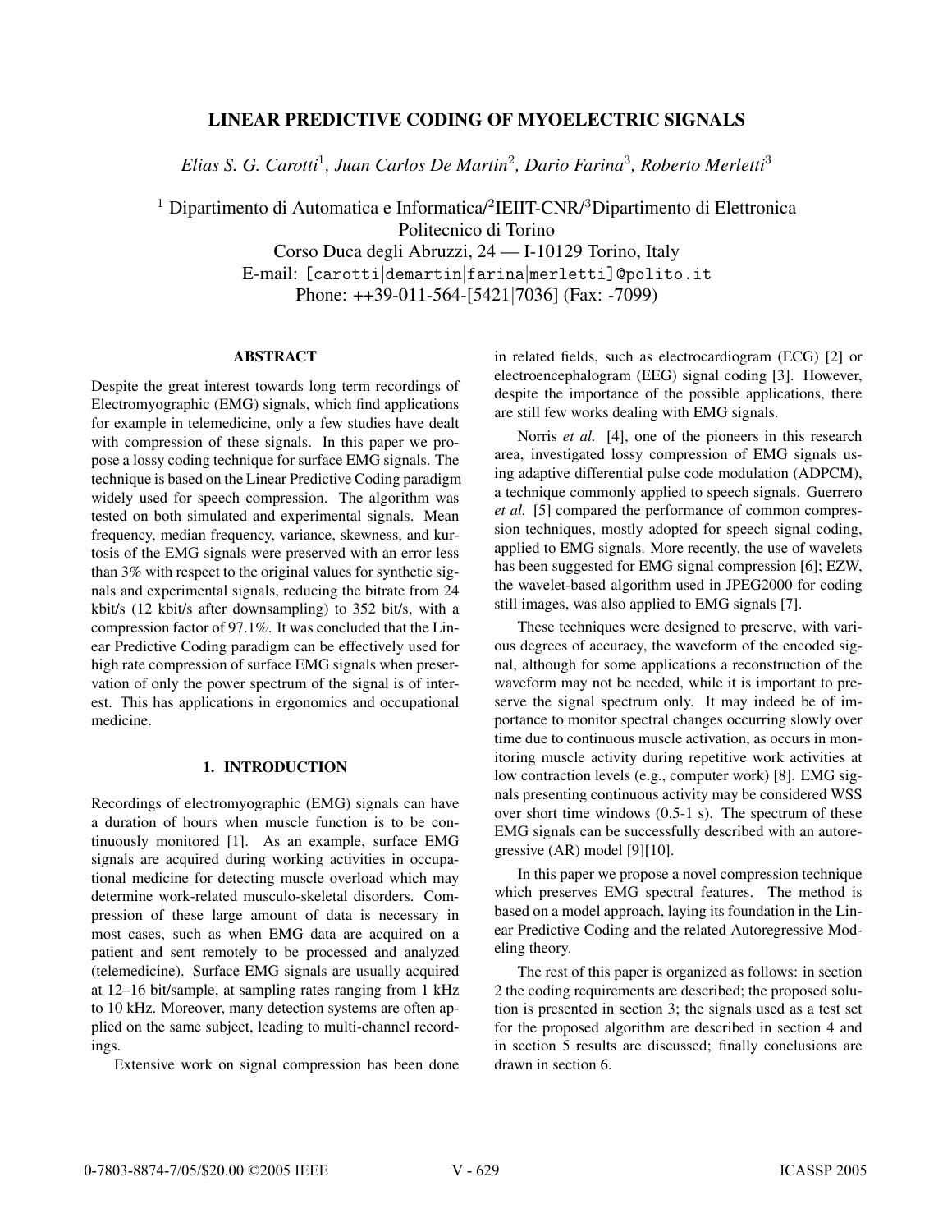# LINEAR PREDICTIVE CODING OF MYOELECTRIC SIGNALS

*Elias S. G. Carotti*[1]*, Juan Carlos De Martin*[2]*, Dario Farina*[3]*, Roberto Merletti*[3]

[1] Dipartimento di Automatica e Informatica/[2]IEIIT-CNR/[3]Dipartimento di Elettronica
Politecnico di Torino
Corso Duca degli Abruzzi, 24 — I-10129 Torino, Italy
E-mail: [carotti|demartin|farina|merletti]@polito.it
Phone: ++39-011-564-[5421|7036] (Fax: -7099)

## ABSTRACT

Despite the great interest towards long term recordings of Electromyographic (EMG) signals, which find applications for example in telemedicine, only a few studies have dealt with compression of these signals. In this paper we propose a lossy coding technique for surface EMG signals. The technique is based on the Linear Predictive Coding paradigm widely used for speech compression. The algorithm was tested on both simulated and experimental signals. Mean frequency, median frequency, variance, skewness, and kurtosis of the EMG signals were preserved with an error less than 3% with respect to the original values for synthetic signals and experimental signals, reducing the bitrate from 24 kbit/s (12 kbit/s after downsampling) to 352 bit/s, with a compression factor of 97.1%. It was concluded that the Linear Predictive Coding paradigm can be effectively used for high rate compression of surface EMG signals when preservation of only the power spectrum of the signal is of interest. This has applications in ergonomics and occupational medicine.

## 1. INTRODUCTION

Recordings of electromyographic (EMG) signals can have a duration of hours when muscle function is to be continuously monitored [1]. As an example, surface EMG signals are acquired during working activities in occupational medicine for detecting muscle overload which may determine work-related musculo-skeletal disorders. Compression of these large amount of data is necessary in most cases, such as when EMG data are acquired on a patient and sent remotely to be processed and analyzed (telemedicine). Surface EMG signals are usually acquired at 12–16 bit/sample, at sampling rates ranging from 1 kHz to 10 kHz. Moreover, many detection systems are often applied on the same subject, leading to multi-channel recordings.

Extensive work on signal compression has been done in related fields, such as electrocardiogram (ECG) [2] or electroencephalogram (EEG) signal coding [3]. However, despite the importance of the possible applications, there are still few works dealing with EMG signals.

Norris *et al.* [4], one of the pioneers in this research area, investigated lossy compression of EMG signals using adaptive differential pulse code modulation (ADPCM), a technique commonly applied to speech signals. Guerrero *et al.* [5] compared the performance of common compression techniques, mostly adopted for speech signal coding, applied to EMG signals. More recently, the use of wavelets has been suggested for EMG signal compression [6]; EZW, the wavelet-based algorithm used in JPEG2000 for coding still images, was also applied to EMG signals [7].

These techniques were designed to preserve, with various degrees of accuracy, the waveform of the encoded signal, although for some applications a reconstruction of the waveform may not be needed, while it is important to preserve the signal spectrum only. It may indeed be of importance to monitor spectral changes occurring slowly over time due to continuous muscle activation, as occurs in monitoring muscle activity during repetitive work activities at low contraction levels (e.g., computer work) [8]. EMG signals presenting continuous activity may be considered WSS over short time windows (0.5-1 s). The spectrum of these EMG signals can be successfully described with an autoregressive (AR) model [9][10].

In this paper we propose a novel compression technique which preserves EMG spectral features. The method is based on a model approach, laying its foundation in the Linear Predictive Coding and the related Autoregressive Modeling theory.

The rest of this paper is organized as follows: in section 2 the coding requirements are described; the proposed solution is presented in section 3; the signals used as a test set for the proposed algorithm are described in section 4 and in section 5 results are discussed; finally conclusions are drawn in section 6.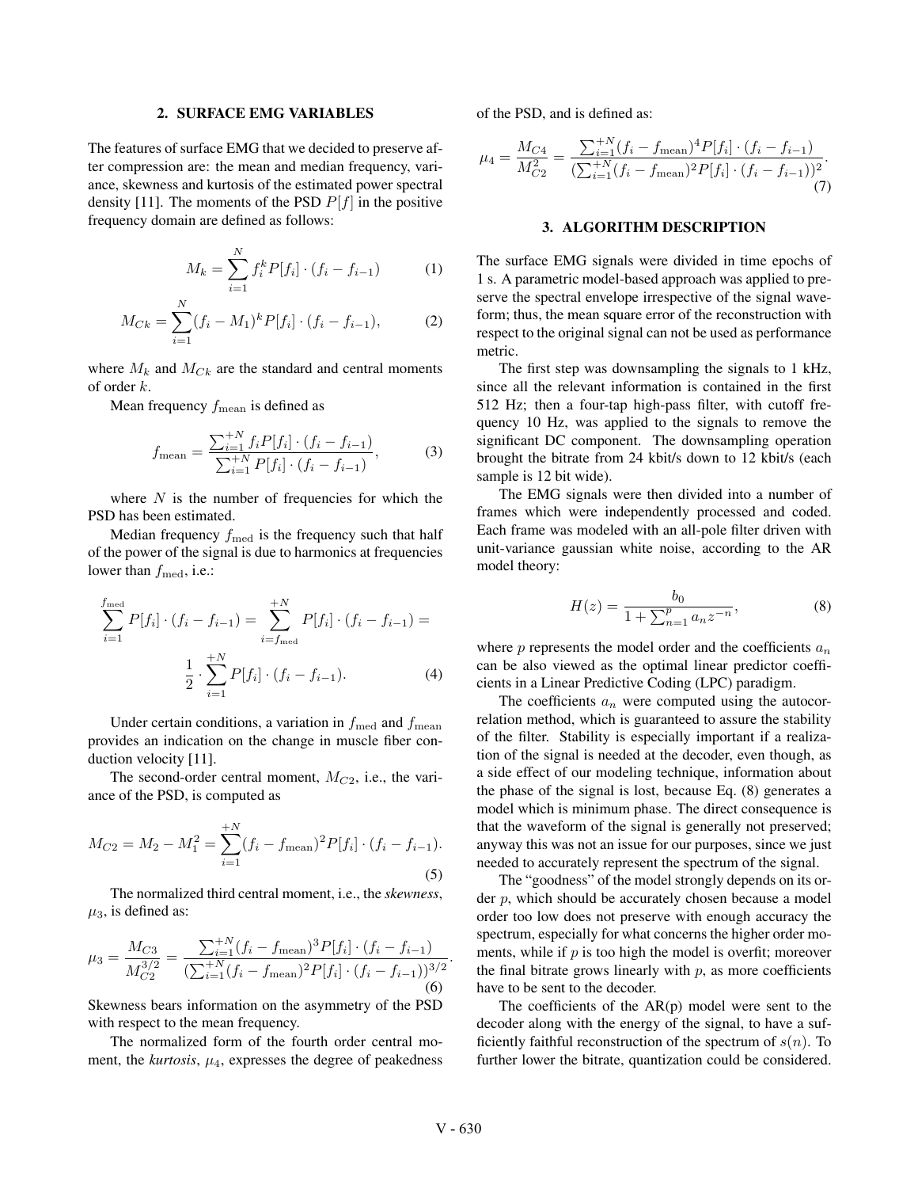## 2. SURFACE EMG VARIABLES

The features of surface EMG that we decided to preserve after compression are: the mean and median frequency, variance, skewness and kurtosis of the estimated power spectral density [11]. The moments of the PSD $P[f]$ in the positive frequency domain are defined as follows:

$$M_k = \sum_{i=1}^{N} f_i^k P[f_i] \cdot (f_i - f_{i-1}) \tag{1}$$

$$M_{Ck} = \sum_{i=1}^{N} (f_i - M_1)^k P[f_i] \cdot (f_i - f_{i-1}), \tag{2}$$

where $M_k$ and $M_{Ck}$ are the standard and central moments of order $k$.

Mean frequency $f_{\text{mean}}$ is defined as

$$f_{\text{mean}} = \frac{\sum_{i=1}^{+N} f_i P[f_i] \cdot (f_i - f_{i-1})}{\sum_{i=1}^{+N} P[f_i] \cdot (f_i - f_{i-1})}, \tag{3}$$

where $N$ is the number of frequencies for which the PSD has been estimated.

Median frequency $f_{\text{med}}$ is the frequency such that half of the power of the signal is due to harmonics at frequencies lower than $f_{\text{med}}$, i.e.:

$$\sum_{i=1}^{f_{\text{med}}} P[f_i] \cdot (f_i - f_{i-1}) = \sum_{i=f_{\text{med}}}^{+N} P[f_i] \cdot (f_i - f_{i-1}) = \frac{1}{2} \cdot \sum_{i=1}^{+N} P[f_i] \cdot (f_i - f_{i-1}). \tag{4}$$

Under certain conditions, a variation in $f_{\text{med}}$ and $f_{\text{mean}}$ provides an indication on the change in muscle fiber conduction velocity [11].

The second-order central moment, $M_{C2}$, i.e., the variance of the PSD, is computed as

$$M_{C2} = M_2 - M_1^2 = \sum_{i=1}^{+N} (f_i - f_{\text{mean}})^2 P[f_i] \cdot (f_i - f_{i-1}). \tag{5}$$

The normalized third central moment, i.e., the *skewness*, $\mu_3$, is defined as:

$$\mu_3 = \frac{M_{C3}}{M_{C2}^{3/2}} = \frac{\sum_{i=1}^{+N} (f_i - f_{\text{mean}})^3 P[f_i] \cdot (f_i - f_{i-1})}{(\sum_{i=1}^{+N} (f_i - f_{\text{mean}})^2 P[f_i] \cdot (f_i - f_{i-1}))^{3/2}}. \tag{6}$$

Skewness bears information on the asymmetry of the PSD with respect to the mean frequency.

The normalized form of the fourth order central moment, the *kurtosis*, $\mu_4$, expresses the degree of peakedness of the PSD, and is defined as:

$$\mu_4 = \frac{M_{C4}}{M_{C2}^2} = \frac{\sum_{i=1}^{+N} (f_i - f_{\text{mean}})^4 P[f_i] \cdot (f_i - f_{i-1})}{(\sum_{i=1}^{+N} (f_i - f_{\text{mean}})^2 P[f_i] \cdot (f_i - f_{i-1}))^2}. \tag{7}$$

## 3. ALGORITHM DESCRIPTION

The surface EMG signals were divided in time epochs of 1 s. A parametric model-based approach was applied to preserve the spectral envelope irrespective of the signal waveform; thus, the mean square error of the reconstruction with respect to the original signal can not be used as performance metric.

The first step was downsampling the signals to 1 kHz, since all the relevant information is contained in the first 512 Hz; then a four-tap high-pass filter, with cutoff frequency 10 Hz, was applied to the signals to remove the significant DC component. The downsampling operation brought the bitrate from 24 kbit/s down to 12 kbit/s (each sample is 12 bit wide).

The EMG signals were then divided into a number of frames which were independently processed and coded. Each frame was modeled with an all-pole filter driven with unit-variance gaussian white noise, according to the AR model theory:

$$H(z) = \frac{b_0}{1 + \sum_{n=1}^{p} a_n z^{-n}}, \tag{8}$$

where $p$ represents the model order and the coefficients $a_n$ can be also viewed as the optimal linear predictor coefficients in a Linear Predictive Coding (LPC) paradigm.

The coefficients $a_n$ were computed using the autocorrelation method, which is guaranteed to assure the stability of the filter. Stability is especially important if a realization of the signal is needed at the decoder, even though, as a side effect of our modeling technique, information about the phase of the signal is lost, because Eq. (8) generates a model which is minimum phase. The direct consequence is that the waveform of the signal is generally not preserved; anyway this was not an issue for our purposes, since we just needed to accurately represent the spectrum of the signal.

The "goodness" of the model strongly depends on its order $p$, which should be accurately chosen because a model order too low does not preserve with enough accuracy the spectrum, especially for what concerns the higher order moments, while if $p$ is too high the model is overfit; moreover the final bitrate grows linearly with $p$, as more coefficients have to be sent to the decoder.

The coefficients of the AR(p) model were sent to the decoder along with the energy of the signal, to have a sufficiently faithful reconstruction of the spectrum of $s(n)$. To further lower the bitrate, quantization could be considered.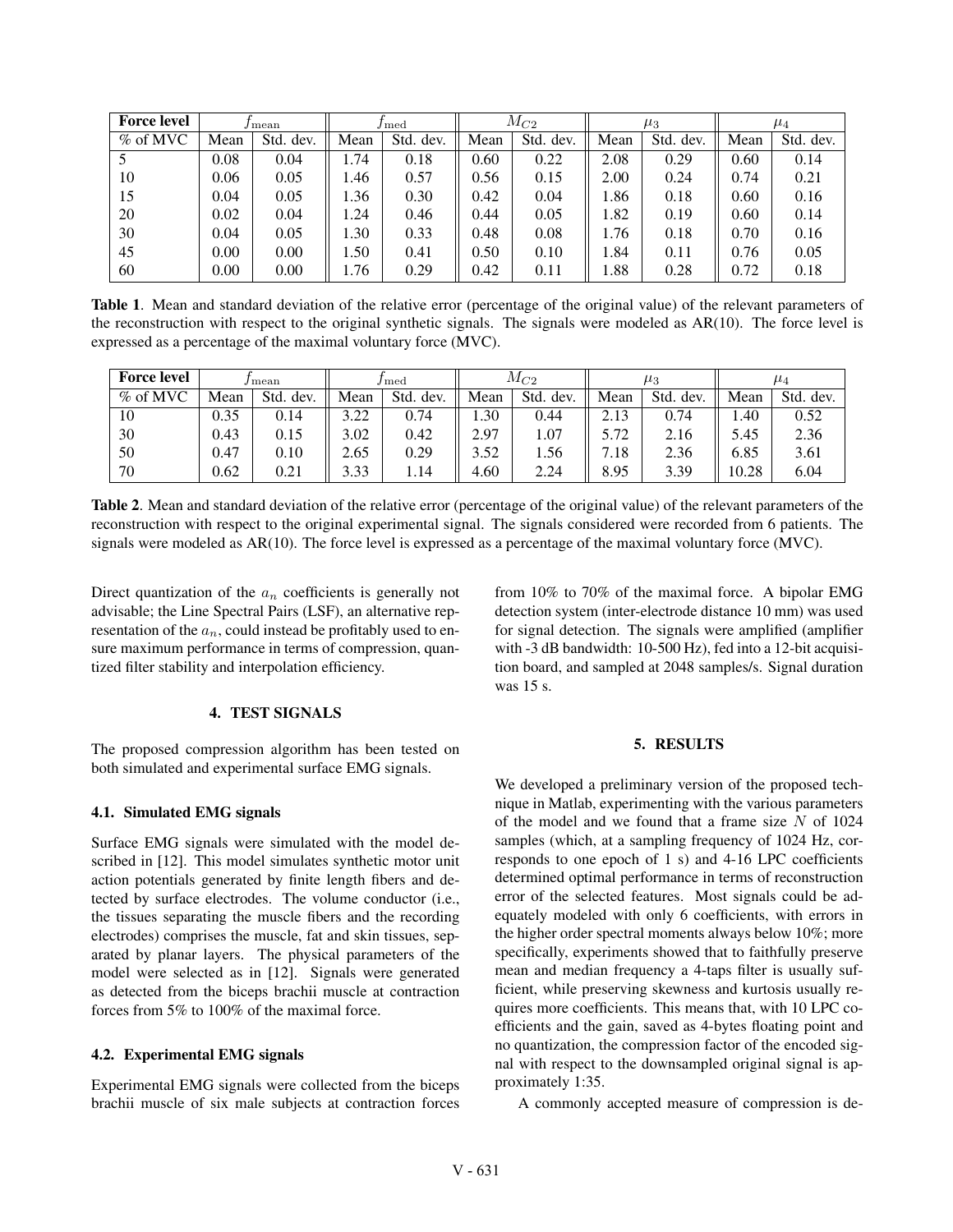| Force level | $f_{\mathrm{mean}}$ | | $f_{\mathrm{med}}$ | | $M_{C2}$ | | $\mu_3$ | | $\mu_4$ | |
|---|---|---|---|---|---|---|---|---|---|---|
| % of MVC | Mean | Std. dev. | Mean | Std. dev. | Mean | Std. dev. | Mean | Std. dev. | Mean | Std. dev. |
| 5 | 0.08 | 0.04 | 1.74 | 0.18 | 0.60 | 0.22 | 2.08 | 0.29 | 0.60 | 0.14 |
| 10 | 0.06 | 0.05 | 1.46 | 0.57 | 0.56 | 0.15 | 2.00 | 0.24 | 0.74 | 0.21 |
| 15 | 0.04 | 0.05 | 1.36 | 0.30 | 0.42 | 0.04 | 1.86 | 0.18 | 0.60 | 0.16 |
| 20 | 0.02 | 0.04 | 1.24 | 0.46 | 0.44 | 0.05 | 1.82 | 0.19 | 0.60 | 0.14 |
| 30 | 0.04 | 0.05 | 1.30 | 0.33 | 0.48 | 0.08 | 1.76 | 0.18 | 0.70 | 0.16 |
| 45 | 0.00 | 0.00 | 1.50 | 0.41 | 0.50 | 0.10 | 1.84 | 0.11 | 0.76 | 0.05 |
| 60 | 0.00 | 0.00 | 1.76 | 0.29 | 0.42 | 0.11 | 1.88 | 0.28 | 0.72 | 0.18 |

**Table 1**. Mean and standard deviation of the relative error (percentage of the original value) of the relevant parameters of the reconstruction with respect to the original synthetic signals. The signals were modeled as AR(10). The force level is expressed as a percentage of the maximal voluntary force (MVC).

| Force level | $f_{\mathrm{mean}}$ | | $f_{\mathrm{med}}$ | | $M_{C2}$ | | $\mu_3$ | | $\mu_4$ | |
|---|---|---|---|---|---|---|---|---|---|---|
| % of MVC | Mean | Std. dev. | Mean | Std. dev. | Mean | Std. dev. | Mean | Std. dev. | Mean | Std. dev. |
| 10 | 0.35 | 0.14 | 3.22 | 0.74 | 1.30 | 0.44 | 2.13 | 0.74 | 1.40 | 0.52 |
| 30 | 0.43 | 0.15 | 3.02 | 0.42 | 2.97 | 1.07 | 5.72 | 2.16 | 5.45 | 2.36 |
| 50 | 0.47 | 0.10 | 2.65 | 0.29 | 3.52 | 1.56 | 7.18 | 2.36 | 6.85 | 3.61 |
| 70 | 0.62 | 0.21 | 3.33 | 1.14 | 4.60 | 2.24 | 8.95 | 3.39 | 10.28 | 6.04 |

**Table 2**. Mean and standard deviation of the relative error (percentage of the original value) of the relevant parameters of the reconstruction with respect to the original experimental signal. The signals considered were recorded from 6 patients. The signals were modeled as AR(10). The force level is expressed as a percentage of the maximal voluntary force (MVC).

Direct quantization of the $a_n$ coefficients is generally not advisable; the Line Spectral Pairs (LSF), an alternative representation of the $a_n$, could instead be profitably used to ensure maximum performance in terms of compression, quantized filter stability and interpolation efficiency.

## 4. TEST SIGNALS

The proposed compression algorithm has been tested on both simulated and experimental surface EMG signals.

### 4.1. Simulated EMG signals

Surface EMG signals were simulated with the model described in [12]. This model simulates synthetic motor unit action potentials generated by finite length fibers and detected by surface electrodes. The volume conductor (i.e., the tissues separating the muscle fibers and the recording electrodes) comprises the muscle, fat and skin tissues, separated by planar layers. The physical parameters of the model were selected as in [12]. Signals were generated as detected from the biceps brachii muscle at contraction forces from 5% to 100% of the maximal force.

### 4.2. Experimental EMG signals

Experimental EMG signals were collected from the biceps brachii muscle of six male subjects at contraction forces from 10% to 70% of the maximal force. A bipolar EMG detection system (inter-electrode distance 10 mm) was used for signal detection. The signals were amplified (amplifier with -3 dB bandwidth: 10-500 Hz), fed into a 12-bit acquisition board, and sampled at 2048 samples/s. Signal duration was 15 s.

## 5. RESULTS

We developed a preliminary version of the proposed technique in Matlab, experimenting with the various parameters of the model and we found that a frame size $N$ of 1024 samples (which, at a sampling frequency of 1024 Hz, corresponds to one epoch of 1 s) and 4-16 LPC coefficients determined optimal performance in terms of reconstruction error of the selected features. Most signals could be adequately modeled with only 6 coefficients, with errors in the higher order spectral moments always below 10%; more specifically, experiments showed that to faithfully preserve mean and median frequency a 4-taps filter is usually sufficient, while preserving skewness and kurtosis usually requires more coefficients. This means that, with 10 LPC coefficients and the gain, saved as 4-bytes floating point and no quantization, the compression factor of the encoded signal with respect to the downsampled original signal is approximately 1:35.

A commonly accepted measure of compression is de-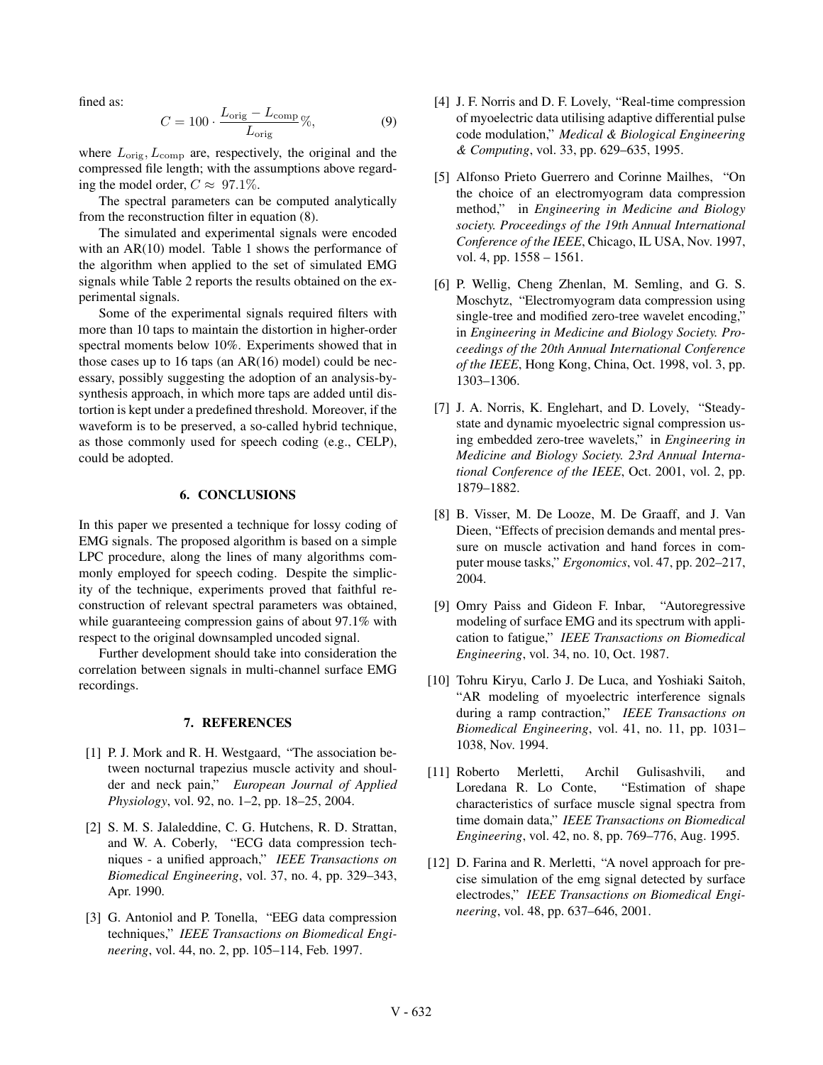fined as:

$$C = 100 \cdot \frac{L_{\mathrm{orig}} - L_{\mathrm{comp}}}{L_{\mathrm{orig}}} \%, \tag{9}$$

where $L_{\mathrm{orig}}, L_{\mathrm{comp}}$ are, respectively, the original and the compressed file length; with the assumptions above regarding the model order, $C \approx 97.1\%$.

The spectral parameters can be computed analytically from the reconstruction filter in equation (8).

The simulated and experimental signals were encoded with an AR(10) model. Table 1 shows the performance of the algorithm when applied to the set of simulated EMG signals while Table 2 reports the results obtained on the experimental signals.

Some of the experimental signals required filters with more than 10 taps to maintain the distortion in higher-order spectral moments below 10%. Experiments showed that in those cases up to 16 taps (an AR(16) model) could be necessary, possibly suggesting the adoption of an analysis-by-synthesis approach, in which more taps are added until distortion is kept under a predefined threshold. Moreover, if the waveform is to be preserved, a so-called hybrid technique, as those commonly used for speech coding (e.g., CELP), could be adopted.

## 6. CONCLUSIONS

In this paper we presented a technique for lossy coding of EMG signals. The proposed algorithm is based on a simple LPC procedure, along the lines of many algorithms commonly employed for speech coding. Despite the simplicity of the technique, experiments proved that faithful reconstruction of relevant spectral parameters was obtained, while guaranteeing compression gains of about 97.1% with respect to the original downsampled uncoded signal.

Further development should take into consideration the correlation between signals in multi-channel surface EMG recordings.

## 7. REFERENCES

[1] P. J. Mork and R. H. Westgaard, "The association between nocturnal trapezius muscle activity and shoulder and neck pain," *European Journal of Applied Physiology*, vol. 92, no. 1–2, pp. 18–25, 2004.

[2] S. M. S. Jalaleddine, C. G. Hutchens, R. D. Strattan, and W. A. Coberly, "ECG data compression techniques - a unified approach," *IEEE Transactions on Biomedical Engineering*, vol. 37, no. 4, pp. 329–343, Apr. 1990.

[3] G. Antoniol and P. Tonella, "EEG data compression techniques," *IEEE Transactions on Biomedical Engineering*, vol. 44, no. 2, pp. 105–114, Feb. 1997.

[4] J. F. Norris and D. F. Lovely, "Real-time compression of myoelectric data utilising adaptive differential pulse code modulation," *Medical & Biological Engineering & Computing*, vol. 33, pp. 629–635, 1995.

[5] Alfonso Prieto Guerrero and Corinne Mailhes, "On the choice of an electromyogram data compression method," in *Engineering in Medicine and Biology society. Proceedings of the 19th Annual International Conference of the IEEE*, Chicago, IL USA, Nov. 1997, vol. 4, pp. 1558 – 1561.

[6] P. Wellig, Cheng Zhenlan, M. Semling, and G. S. Moschytz, "Electromyogram data compression using single-tree and modified zero-tree wavelet encoding," in *Engineering in Medicine and Biology Society. Proceedings of the 20th Annual International Conference of the IEEE*, Hong Kong, China, Oct. 1998, vol. 3, pp. 1303–1306.

[7] J. A. Norris, K. Englehart, and D. Lovely, "Steady-state and dynamic myoelectric signal compression using embedded zero-tree wavelets," in *Engineering in Medicine and Biology Society. 23rd Annual International Conference of the IEEE*, Oct. 2001, vol. 2, pp. 1879–1882.

[8] B. Visser, M. De Looze, M. De Graaff, and J. Van Dieen, "Effects of precision demands and mental pressure on muscle activation and hand forces in computer mouse tasks," *Ergonomics*, vol. 47, pp. 202–217, 2004.

[9] Omry Paiss and Gideon F. Inbar, "Autoregressive modeling of surface EMG and its spectrum with application to fatigue," *IEEE Transactions on Biomedical Engineering*, vol. 34, no. 10, Oct. 1987.

[10] Tohru Kiryu, Carlo J. De Luca, and Yoshiaki Saitoh, "AR modeling of myoelectric interference signals during a ramp contraction," *IEEE Transactions on Biomedical Engineering*, vol. 41, no. 11, pp. 1031–1038, Nov. 1994.

[11] Roberto Merletti, Archil Gulisashvili, and Loredana R. Lo Conte, "Estimation of shape characteristics of surface muscle signal spectra from time domain data," *IEEE Transactions on Biomedical Engineering*, vol. 42, no. 8, pp. 769–776, Aug. 1995.

[12] D. Farina and R. Merletti, "A novel approach for precise simulation of the emg signal detected by surface electrodes," *IEEE Transactions on Biomedical Engineering*, vol. 48, pp. 637–646, 2001.